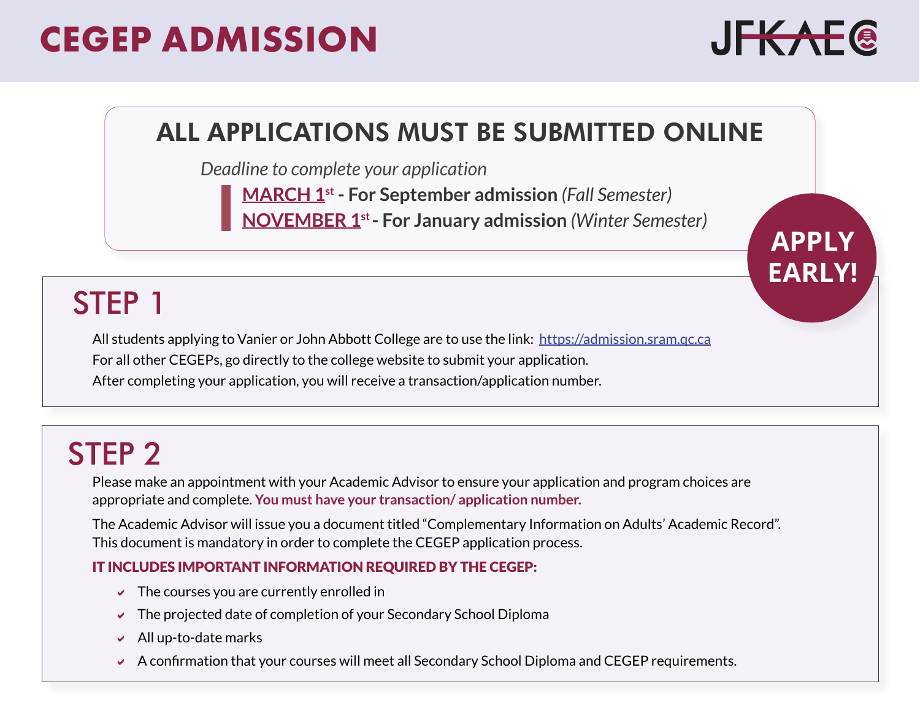# CEGEP ADMISSION

JFKAEC

## ALL APPLICATIONS MUST BE SUBMITTED ONLINE

*Deadline to complete your application*

**MARCH 1st - For September admission** *(Fall Semester)*

**NOVEMBER 1st - For January admission** *(Winter Semester)*

**APPLY EARLY!**

## STEP 1

All students applying to Vanier or John Abbott College are to use the link: https://admission.sram.qc.ca

For all other CEGEPs, go directly to the college website to submit your application.

After completing your application, you will receive a transaction/application number.

## STEP 2

Please make an appointment with your Academic Advisor to ensure your application and program choices are appropriate and complete. **You must have your transaction/ application number.**

The Academic Advisor will issue you a document titled "Complementary Information on Adults' Academic Record". This document is mandatory in order to complete the CEGEP application process.

**IT INCLUDES IMPORTANT INFORMATION REQUIRED BY THE CEGEP:**

- The courses you are currently enrolled in
- The projected date of completion of your Secondary School Diploma
- All up-to-date marks
- A confirmation that your courses will meet all Secondary School Diploma and CEGEP requirements.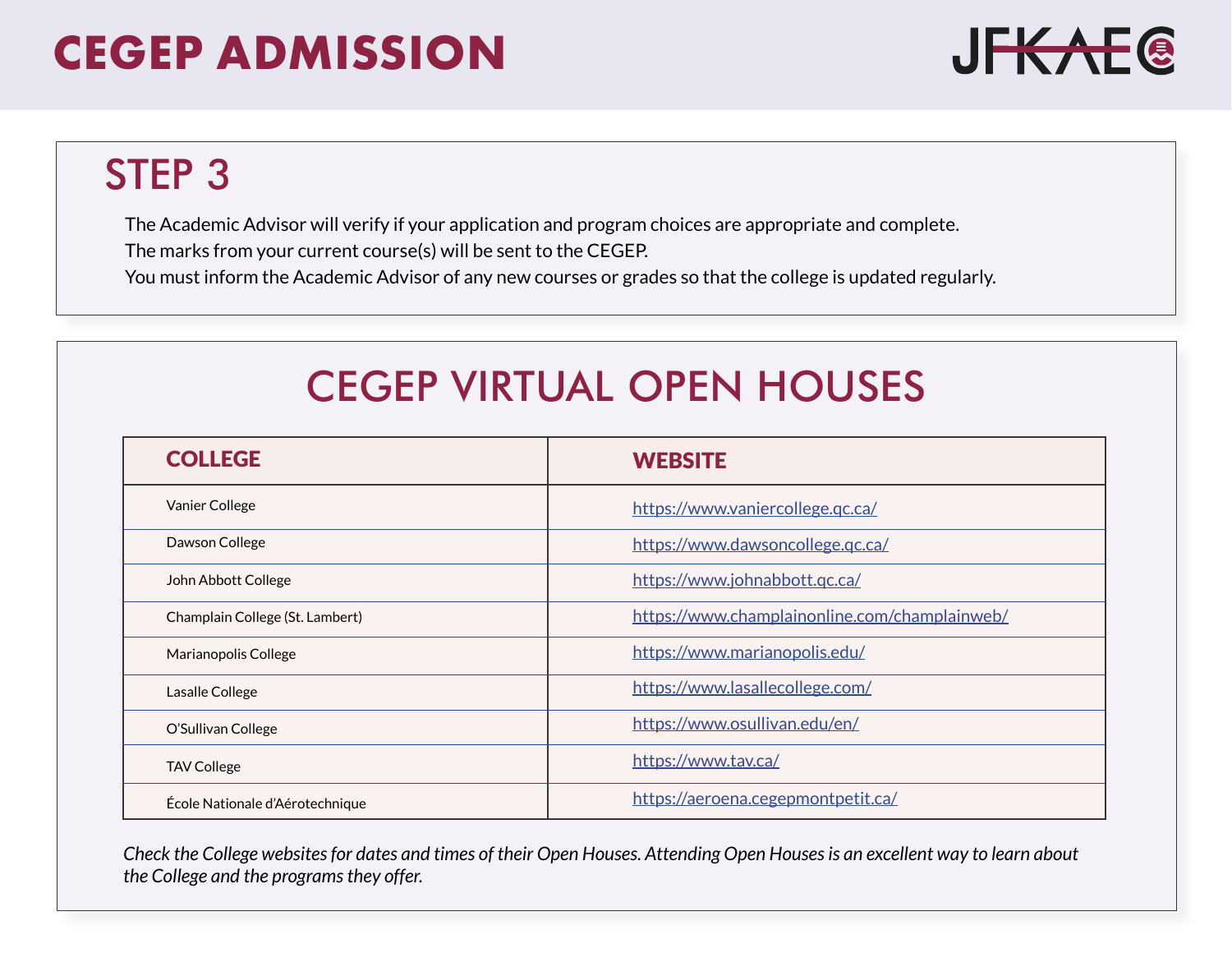# CEGEP ADMISSION

## STEP 3

The Academic Advisor will verify if your application and program choices are appropriate and complete.
The marks from your current course(s) will be sent to the CEGEP.
You must inform the Academic Advisor of any new courses or grades so that the college is updated regularly.

## CEGEP VIRTUAL OPEN HOUSES

| COLLEGE | WEBSITE |
|---|---|
| Vanier College | https://www.vaniercollege.qc.ca/ |
| Dawson College | https://www.dawsoncollege.qc.ca/ |
| John Abbott College | https://www.johnabbott.qc.ca/ |
| Champlain College (St. Lambert) | https://www.champlainonline.com/champlainweb/ |
| Marianopolis College | https://www.marianopolis.edu/ |
| Lasalle College | https://www.lasallecollege.com/ |
| O'Sullivan College | https://www.osullivan.edu/en/ |
| TAV College | https://www.tav.ca/ |
| École Nationale d'Aérotechnique | https://aeroena.cegepmontpetit.ca/ |

*Check the College websites for dates and times of their Open Houses. Attending Open Houses is an excellent way to learn about the College and the programs they offer.*